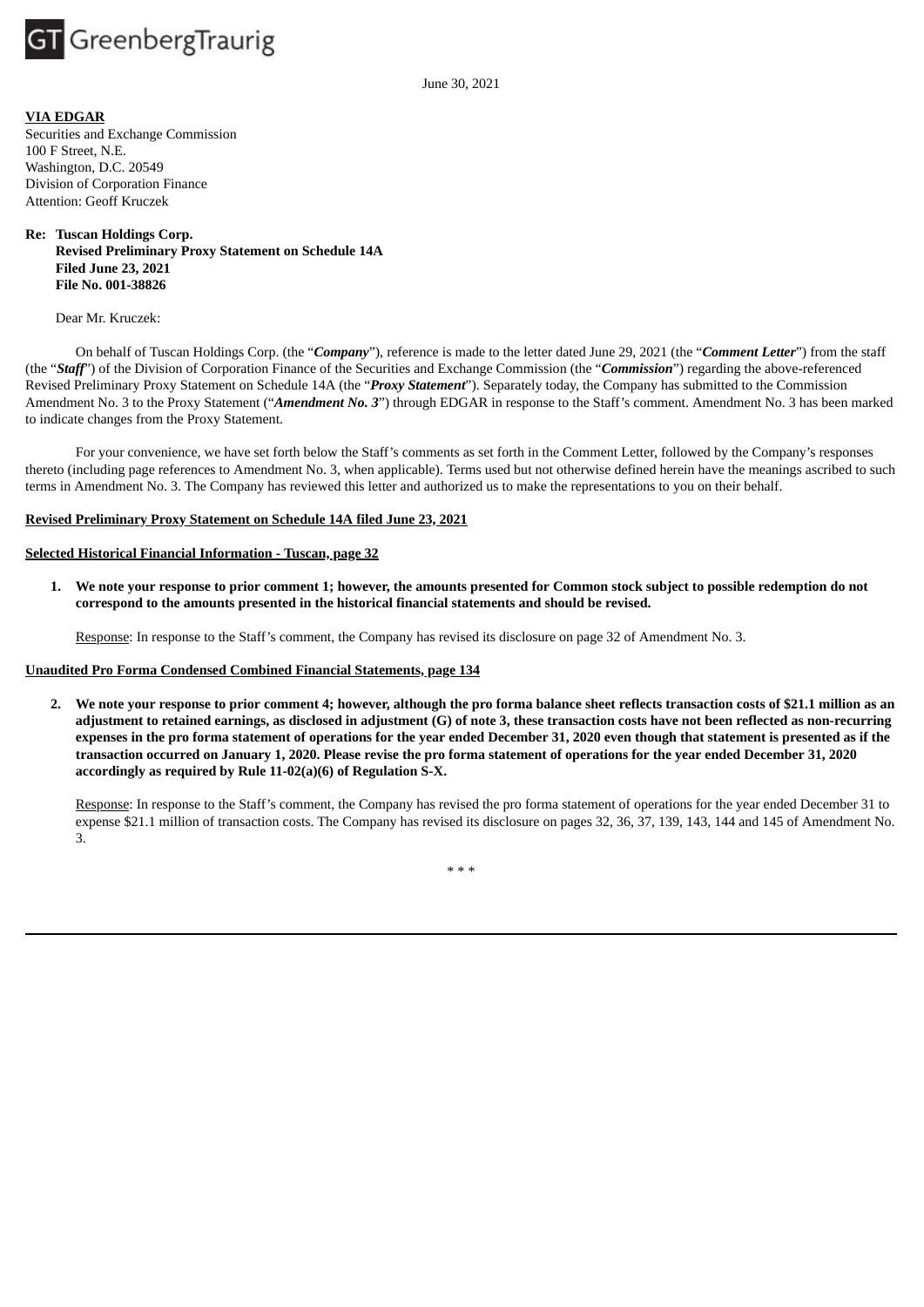GT GreenbergTraurig

June 30, 2021

**VIA EDGAR**

Securities and Exchange Commission
100 F Street, N.E.
Washington, D.C. 20549
Division of Corporation Finance
Attention: Geoff Kruczek

**Re: Tuscan Holdings Corp.**
**Revised Preliminary Proxy Statement on Schedule 14A**
**Filed June 23, 2021**
**File No. 001-38826**

Dear Mr. Kruczek:

On behalf of Tuscan Holdings Corp. (the "***Company***"), reference is made to the letter dated June 29, 2021 (the "***Comment Letter***") from the staff (the "***Staff***") of the Division of Corporation Finance of the Securities and Exchange Commission (the "***Commission***") regarding the above-referenced Revised Preliminary Proxy Statement on Schedule 14A (the "***Proxy Statement***"). Separately today, the Company has submitted to the Commission Amendment No. 3 to the Proxy Statement ("***Amendment No. 3***") through EDGAR in response to the Staff's comment. Amendment No. 3 has been marked to indicate changes from the Proxy Statement.

For your convenience, we have set forth below the Staff's comments as set forth in the Comment Letter, followed by the Company's responses thereto (including page references to Amendment No. 3, when applicable). Terms used but not otherwise defined herein have the meanings ascribed to such terms in Amendment No. 3. The Company has reviewed this letter and authorized us to make the representations to you on their behalf.

**Revised Preliminary Proxy Statement on Schedule 14A filed June 23, 2021**

**Selected Historical Financial Information - Tuscan, page 32**

1. **We note your response to prior comment 1; however, the amounts presented for Common stock subject to possible redemption do not correspond to the amounts presented in the historical financial statements and should be revised.**

   Response: In response to the Staff's comment, the Company has revised its disclosure on page 32 of Amendment No. 3.

**Unaudited Pro Forma Condensed Combined Financial Statements, page 134**

2. **We note your response to prior comment 4; however, although the pro forma balance sheet reflects transaction costs of $21.1 million as an adjustment to retained earnings, as disclosed in adjustment (G) of note 3, these transaction costs have not been reflected as non-recurring expenses in the pro forma statement of operations for the year ended December 31, 2020 even though that statement is presented as if the transaction occurred on January 1, 2020. Please revise the pro forma statement of operations for the year ended December 31, 2020 accordingly as required by Rule 11-02(a)(6) of Regulation S-X.**

   Response: In response to the Staff's comment, the Company has revised the pro forma statement of operations for the year ended December 31 to expense $21.1 million of transaction costs. The Company has revised its disclosure on pages 32, 36, 37, 139, 143, 144 and 145 of Amendment No. 3.

\* \* \*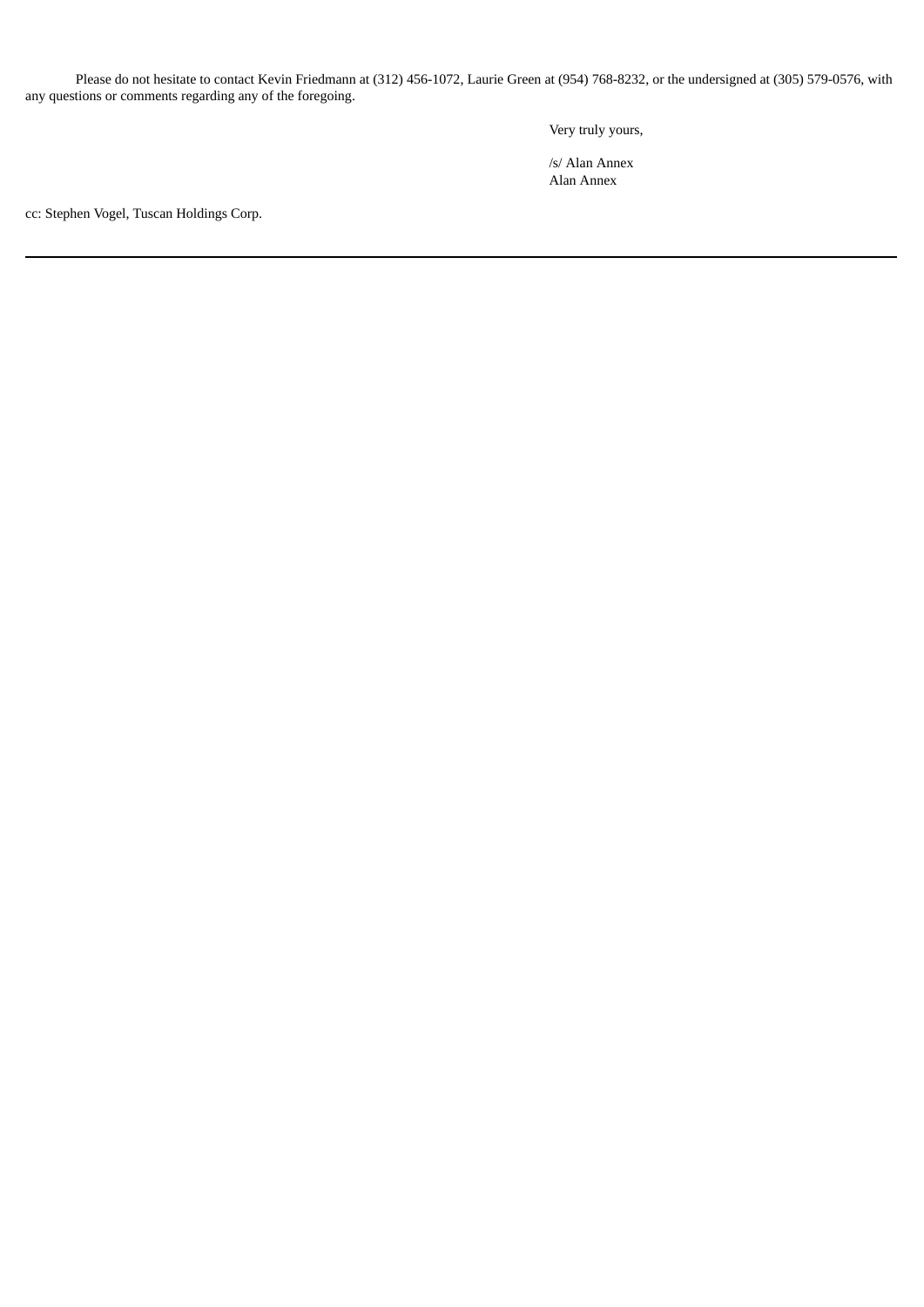Please do not hesitate to contact Kevin Friedmann at (312) 456-1072, Laurie Green at (954) 768-8232, or the undersigned at (305) 579-0576, with any questions or comments regarding any of the foregoing.

Very truly yours,

/s/ Alan Annex
Alan Annex

cc: Stephen Vogel, Tuscan Holdings Corp.